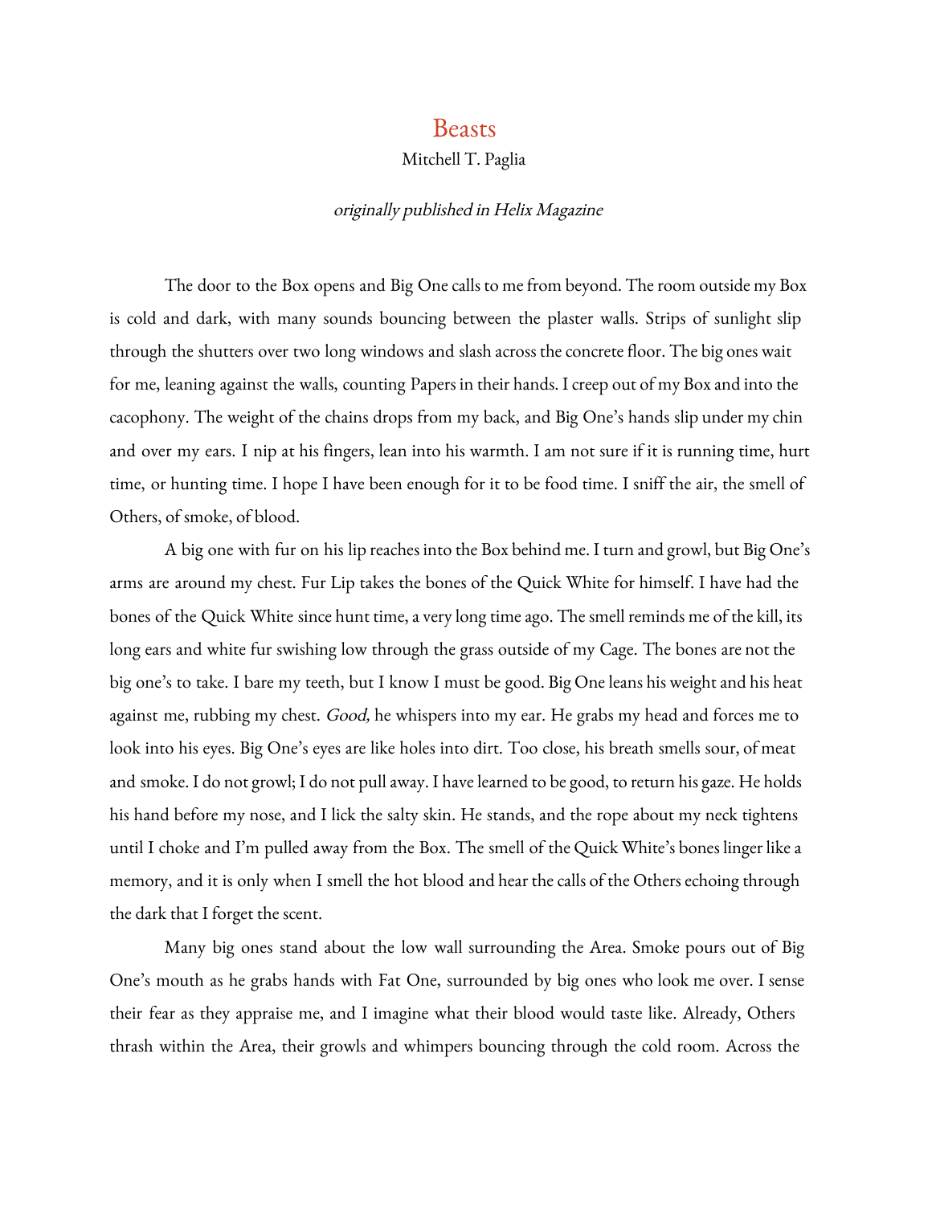# Beasts

Mitchell T. Paglia

*originally published in Helix Magazine*

The door to the Box opens and Big One calls to me from beyond. The room outside my Box is cold and dark, with many sounds bouncing between the plaster walls. Strips of sunlight slip through the shutters over two long windows and slash across the concrete floor. The big ones wait for me, leaning against the walls, counting Papers in their hands. I creep out of my Box and into the cacophony. The weight of the chains drops from my back, and Big One's hands slip under my chin and over my ears. I nip at his fingers, lean into his warmth. I am not sure if it is running time, hurt time, or hunting time. I hope I have been enough for it to be food time. I sniff the air, the smell of Others, of smoke, of blood.

A big one with fur on his lip reaches into the Box behind me. I turn and growl, but Big One's arms are around my chest. Fur Lip takes the bones of the Quick White for himself. I have had the bones of the Quick White since hunt time, a very long time ago. The smell reminds me of the kill, its long ears and white fur swishing low through the grass outside of my Cage. The bones are not the big one's to take. I bare my teeth, but I know I must be good. Big One leans his weight and his heat against me, rubbing my chest. *Good,* he whispers into my ear. He grabs my head and forces me to look into his eyes. Big One's eyes are like holes into dirt. Too close, his breath smells sour, of meat and smoke. I do not growl; I do not pull away. I have learned to be good, to return his gaze. He holds his hand before my nose, and I lick the salty skin. He stands, and the rope about my neck tightens until I choke and I'm pulled away from the Box. The smell of the Quick White's bones linger like a memory, and it is only when I smell the hot blood and hear the calls of the Others echoing through the dark that I forget the scent.

Many big ones stand about the low wall surrounding the Area. Smoke pours out of Big One's mouth as he grabs hands with Fat One, surrounded by big ones who look me over. I sense their fear as they appraise me, and I imagine what their blood would taste like. Already, Others thrash within the Area, their growls and whimpers bouncing through the cold room. Across the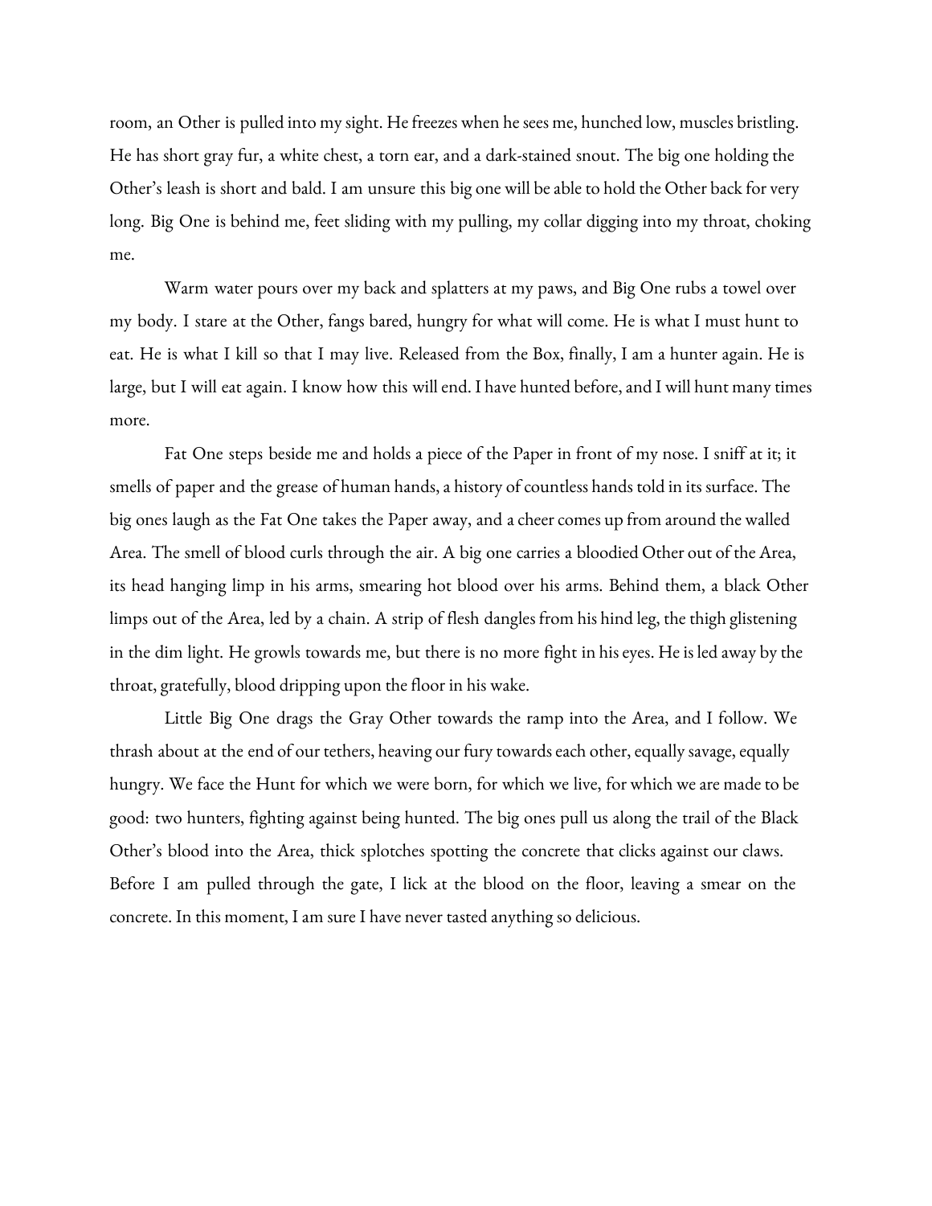room, an Other is pulled into my sight. He freezes when he sees me, hunched low, muscles bristling. He has short gray fur, a white chest, a torn ear, and a dark-stained snout. The big one holding the Other's leash is short and bald. I am unsure this big one will be able to hold the Other back for very long. Big One is behind me, feet sliding with my pulling, my collar digging into my throat, choking me.

Warm water pours over my back and splatters at my paws, and Big One rubs a towel over my body. I stare at the Other, fangs bared, hungry for what will come. He is what I must hunt to eat. He is what I kill so that I may live. Released from the Box, finally, I am a hunter again. He is large, but I will eat again. I know how this will end. I have hunted before, and I will hunt many times more.

Fat One steps beside me and holds a piece of the Paper in front of my nose. I sniff at it; it smells of paper and the grease of human hands, a history of countless hands told in its surface. The big ones laugh as the Fat One takes the Paper away, and a cheer comes up from around the walled Area. The smell of blood curls through the air. A big one carries a bloodied Other out of the Area, its head hanging limp in his arms, smearing hot blood over his arms. Behind them, a black Other limps out of the Area, led by a chain. A strip of flesh dangles from his hind leg, the thigh glistening in the dim light. He growls towards me, but there is no more fight in his eyes. He is led away by the throat, gratefully, blood dripping upon the floor in his wake.

Little Big One drags the Gray Other towards the ramp into the Area, and I follow. We thrash about at the end of our tethers, heaving our fury towards each other, equally savage, equally hungry. We face the Hunt for which we were born, for which we live, for which we are made to be good: two hunters, fighting against being hunted. The big ones pull us along the trail of the Black Other's blood into the Area, thick splotches spotting the concrete that clicks against our claws. Before I am pulled through the gate, I lick at the blood on the floor, leaving a smear on the concrete. In this moment, I am sure I have never tasted anything so delicious.